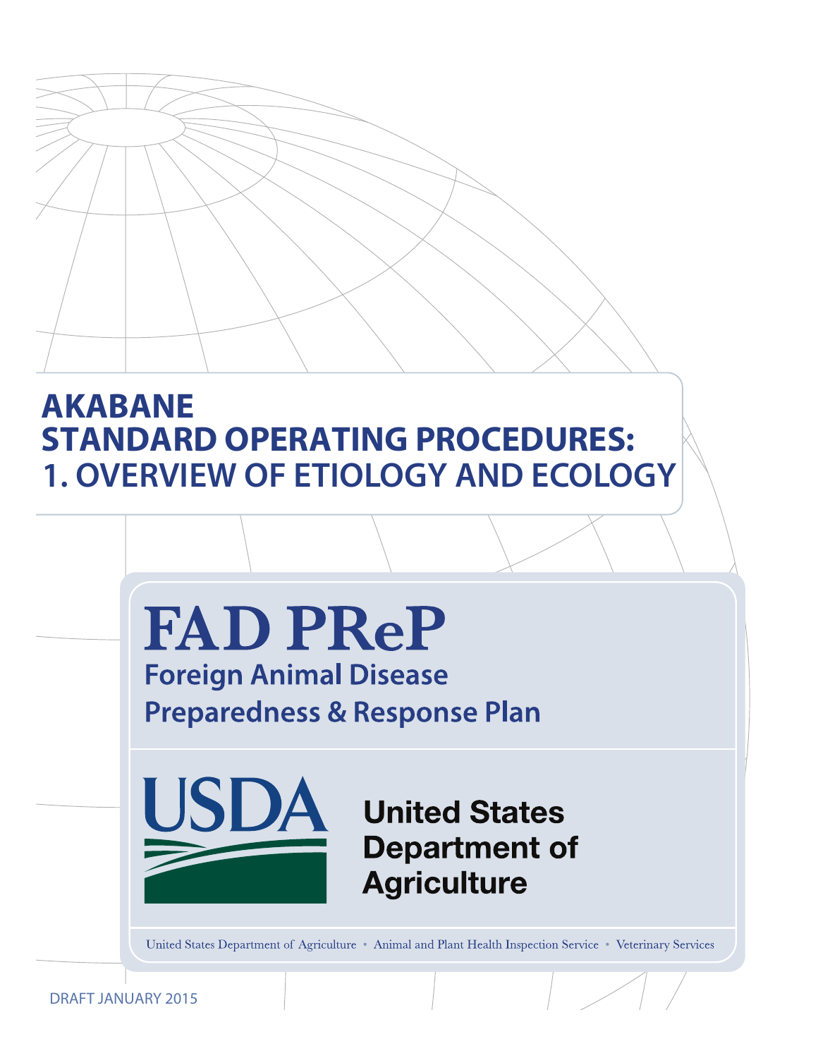# AKABANE STANDARD OPERATING PROCEDURES: 1. OVERVIEW OF ETIOLOGY AND ECOLOGY

**FAD PReP**

**Foreign Animal Disease Preparedness & Response Plan**

**USDA**

**United States Department of Agriculture**

United States Department of Agriculture • Animal and Plant Health Inspection Service • Veterinary Services

DRAFT JANUARY 2015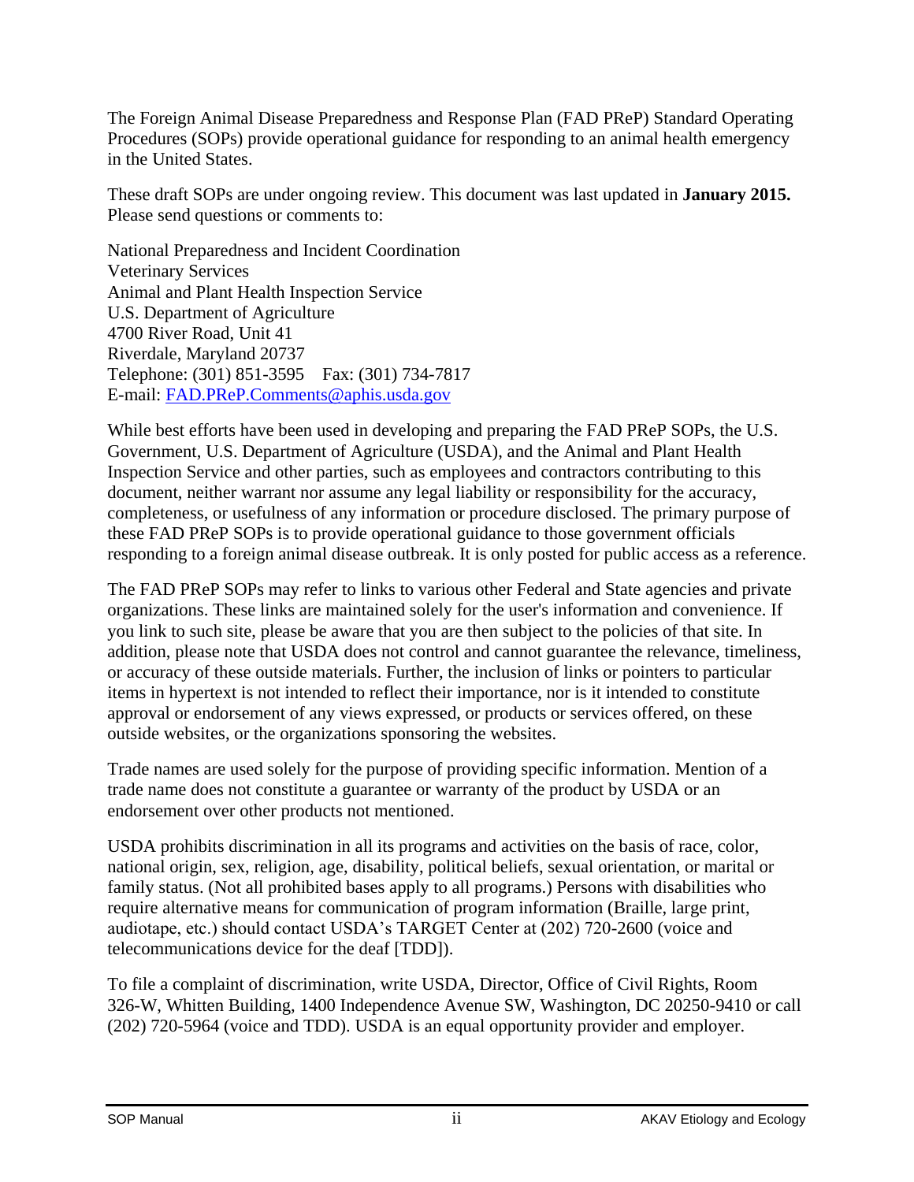The Foreign Animal Disease Preparedness and Response Plan (FAD PReP) Standard Operating Procedures (SOPs) provide operational guidance for responding to an animal health emergency in the United States.

These draft SOPs are under ongoing review. This document was last updated in **January 2015.** Please send questions or comments to:

National Preparedness and Incident Coordination
Veterinary Services
Animal and Plant Health Inspection Service
U.S. Department of Agriculture
4700 River Road, Unit 41
Riverdale, Maryland 20737
Telephone: (301) 851-3595 Fax: (301) 734-7817
E-mail: FAD.PReP.Comments@aphis.usda.gov

While best efforts have been used in developing and preparing the FAD PReP SOPs, the U.S. Government, U.S. Department of Agriculture (USDA), and the Animal and Plant Health Inspection Service and other parties, such as employees and contractors contributing to this document, neither warrant nor assume any legal liability or responsibility for the accuracy, completeness, or usefulness of any information or procedure disclosed. The primary purpose of these FAD PReP SOPs is to provide operational guidance to those government officials responding to a foreign animal disease outbreak. It is only posted for public access as a reference.

The FAD PReP SOPs may refer to links to various other Federal and State agencies and private organizations. These links are maintained solely for the user's information and convenience. If you link to such site, please be aware that you are then subject to the policies of that site. In addition, please note that USDA does not control and cannot guarantee the relevance, timeliness, or accuracy of these outside materials. Further, the inclusion of links or pointers to particular items in hypertext is not intended to reflect their importance, nor is it intended to constitute approval or endorsement of any views expressed, or products or services offered, on these outside websites, or the organizations sponsoring the websites.

Trade names are used solely for the purpose of providing specific information. Mention of a trade name does not constitute a guarantee or warranty of the product by USDA or an endorsement over other products not mentioned.

USDA prohibits discrimination in all its programs and activities on the basis of race, color, national origin, sex, religion, age, disability, political beliefs, sexual orientation, or marital or family status. (Not all prohibited bases apply to all programs.) Persons with disabilities who require alternative means for communication of program information (Braille, large print, audiotape, etc.) should contact USDA's TARGET Center at (202) 720-2600 (voice and telecommunications device for the deaf [TDD]).

To file a complaint of discrimination, write USDA, Director, Office of Civil Rights, Room 326-W, Whitten Building, 1400 Independence Avenue SW, Washington, DC 20250-9410 or call (202) 720-5964 (voice and TDD). USDA is an equal opportunity provider and employer.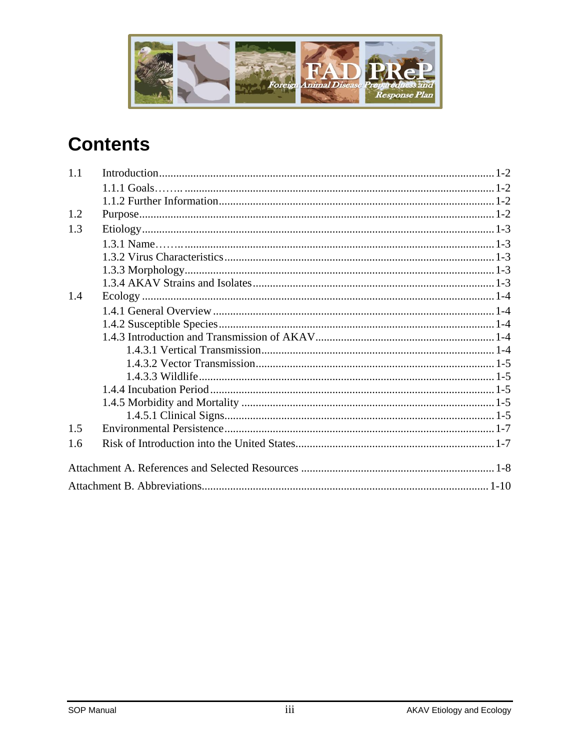# Contents

1.1 Introduction ........................................................................................................ 1-2

  1.1.1 Goals…….. ............................................................................................... 1-2

  1.1.2 Further Information .................................................................................. 1-2

1.2 Purpose ................................................................................................................ 1-2

1.3 Etiology ............................................................................................................... 1-3

  1.3.1 Name…….. ............................................................................................... 1-3

  1.3.2 Virus Characteristics ................................................................................. 1-3

  1.3.3 Morphology ................................................................................................ 1-3

  1.3.4 AKAV Strains and Isolates ....................................................................... 1-3

1.4 Ecology ............................................................................................................... 1-4

  1.4.1 General Overview ...................................................................................... 1-4

  1.4.2 Susceptible Species ................................................................................... 1-4

  1.4.3 Introduction and Transmission of AKAV ................................................. 1-4

    1.4.3.1 Vertical Transmission ..................................................................... 1-4

    1.4.3.2 Vector Transmission ...................................................................... 1-5

    1.4.3.3 Wildlife .......................................................................................... 1-5

  1.4.4 Incubation Period ...................................................................................... 1-5

  1.4.5 Morbidity and Mortality ............................................................................ 1-5

    1.4.5.1 Clinical Signs ................................................................................. 1-5

1.5 Environmental Persistence .................................................................................. 1-7

1.6 Risk of Introduction into the United States ......................................................... 1-7

Attachment A. References and Selected Resources .................................................... 1-8

Attachment B. Abbreviations ..................................................................................... 1-10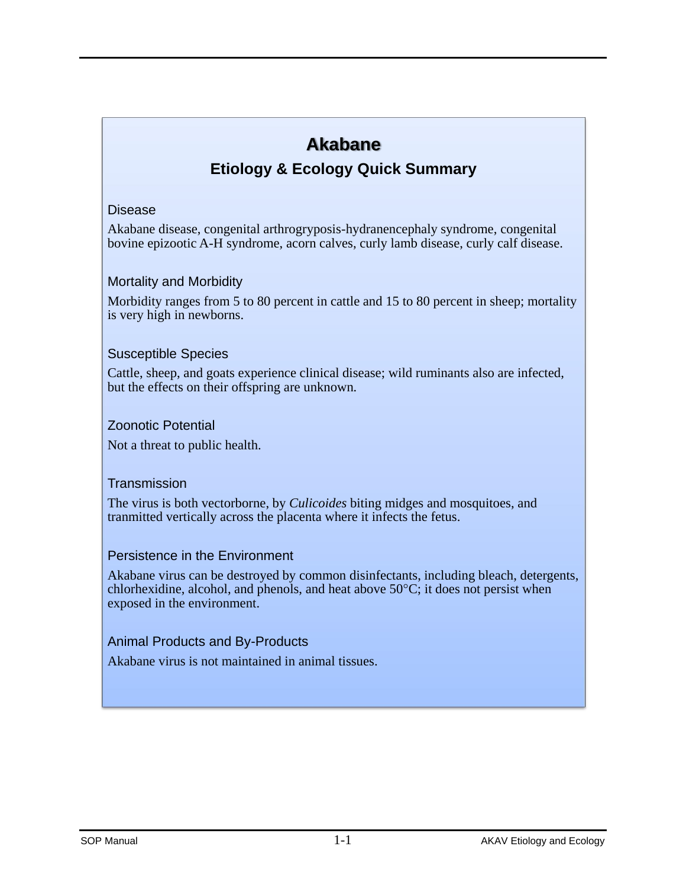# Akabane

## Etiology & Ecology Quick Summary

### Disease

Akabane disease, congenital arthrogryposis-hydranencephaly syndrome, congenital bovine epizootic A-H syndrome, acorn calves, curly lamb disease, curly calf disease.

### Mortality and Morbidity

Morbidity ranges from 5 to 80 percent in cattle and 15 to 80 percent in sheep; mortality is very high in newborns.

### Susceptible Species

Cattle, sheep, and goats experience clinical disease; wild ruminants also are infected, but the effects on their offspring are unknown.

### Zoonotic Potential

Not a threat to public health.

### Transmission

The virus is both vectorborne, by *Culicoides* biting midges and mosquitoes, and tranmitted vertically across the placenta where it infects the fetus.

### Persistence in the Environment

Akabane virus can be destroyed by common disinfectants, including bleach, detergents, chlorhexidine, alcohol, and phenols, and heat above 50°C; it does not persist when exposed in the environment.

### Animal Products and By-Products

Akabane virus is not maintained in animal tissues.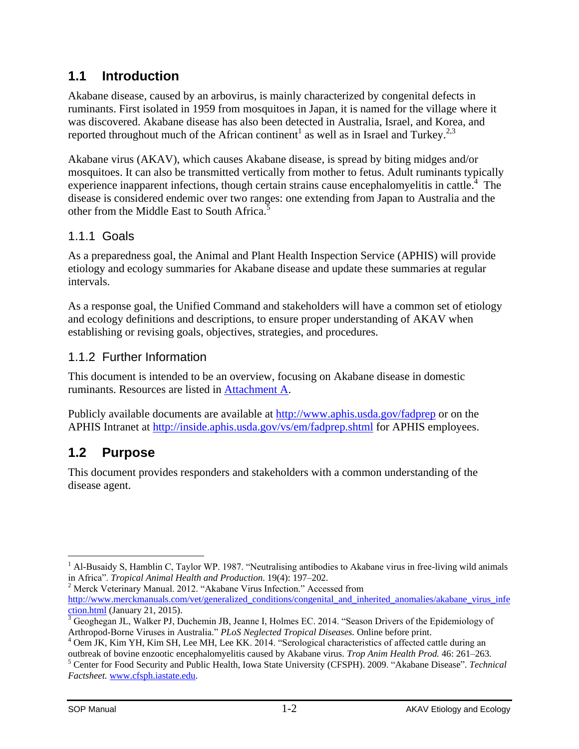## 1.1 Introduction

Akabane disease, caused by an arbovirus, is mainly characterized by congenital defects in ruminants. First isolated in 1959 from mosquitoes in Japan, it is named for the village where it was discovered. Akabane disease has also been detected in Australia, Israel, and Korea, and reported throughout much of the African continent[1] as well as in Israel and Turkey.[2,3]

Akabane virus (AKAV), which causes Akabane disease, is spread by biting midges and/or mosquitoes. It can also be transmitted vertically from mother to fetus. Adult ruminants typically experience inapparent infections, though certain strains cause encephalomyelitis in cattle.[4] The disease is considered endemic over two ranges: one extending from Japan to Australia and the other from the Middle East to South Africa.[5]

### 1.1.1 Goals

As a preparedness goal, the Animal and Plant Health Inspection Service (APHIS) will provide etiology and ecology summaries for Akabane disease and update these summaries at regular intervals.

As a response goal, the Unified Command and stakeholders will have a common set of etiology and ecology definitions and descriptions, to ensure proper understanding of AKAV when establishing or revising goals, objectives, strategies, and procedures.

### 1.1.2 Further Information

This document is intended to be an overview, focusing on Akabane disease in domestic ruminants. Resources are listed in Attachment A.

Publicly available documents are available at http://www.aphis.usda.gov/fadprep or on the APHIS Intranet at http://inside.aphis.usda.gov/vs/em/fadprep.shtml for APHIS employees.

## 1.2 Purpose

This document provides responders and stakeholders with a common understanding of the disease agent.

---

[1] Al-Busaidy S, Hamblin C, Taylor WP. 1987. "Neutralising antibodies to Akabane virus in free-living wild animals in Africa". *Tropical Animal Health and Production.* 19(4): 197–202.

[2] Merck Veterinary Manual. 2012. "Akabane Virus Infection." Accessed from http://www.merckmanuals.com/vet/generalized_conditions/congenital_and_inherited_anomalies/akabane_virus_infection.html (January 21, 2015).

[3] Geoghegan JL, Walker PJ, Duchemin JB, Jeanne I, Holmes EC. 2014. "Season Drivers of the Epidemiology of Arthropod-Borne Viruses in Australia." *PLoS Neglected Tropical Diseases.* Online before print.

[4] Oem JK, Kim YH, Kim SH, Lee MH, Lee KK. 2014. "Serological characteristics of affected cattle during an outbreak of bovine enzootic encephalomyelitis caused by Akabane virus. *Trop Anim Health Prod.* 46: 261–263.

[5] Center for Food Security and Public Health, Iowa State University (CFSPH). 2009. "Akabane Disease". *Technical Factsheet.* www.cfsph.iastate.edu.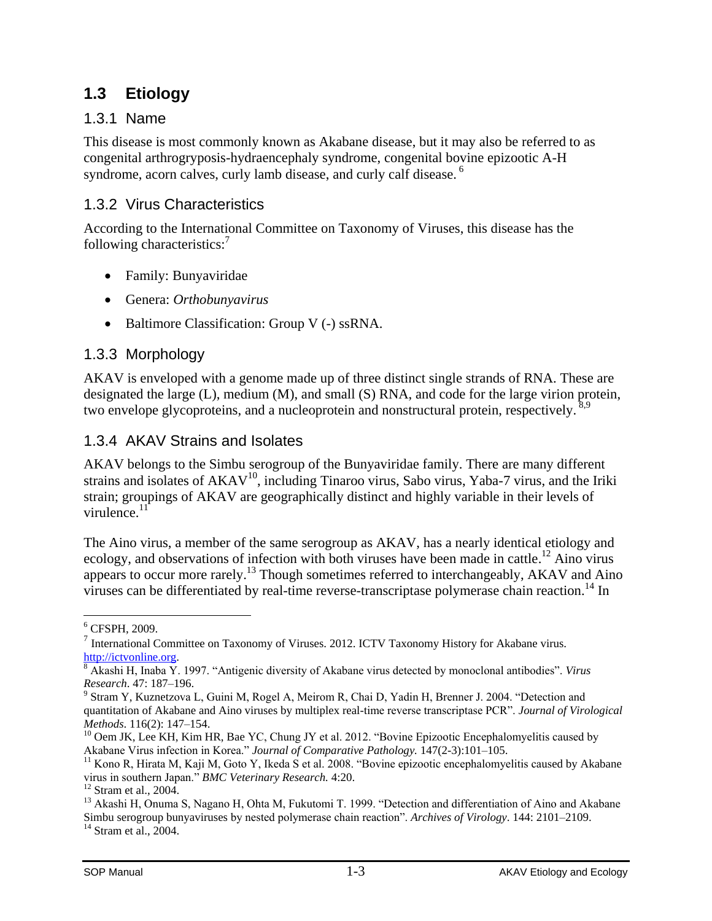## 1.3 Etiology

### 1.3.1 Name

This disease is most commonly known as Akabane disease, but it may also be referred to as congenital arthrogryposis-hydraencephaly syndrome, congenital bovine epizootic A-H syndrome, acorn calves, curly lamb disease, and curly calf disease. [6]

### 1.3.2 Virus Characteristics

According to the International Committee on Taxonomy of Viruses, this disease has the following characteristics:[7]

- Family: Bunyaviridae
- Genera: *Orthobunyavirus*
- Baltimore Classification: Group V (-) ssRNA.

### 1.3.3 Morphology

AKAV is enveloped with a genome made up of three distinct single strands of RNA. These are designated the large (L), medium (M), and small (S) RNA, and code for the large virion protein, two envelope glycoproteins, and a nucleoprotein and nonstructural protein, respectively. [8,9]

### 1.3.4 AKAV Strains and Isolates

AKAV belongs to the Simbu serogroup of the Bunyaviridae family. There are many different strains and isolates of AKAV[10], including Tinaroo virus, Sabo virus, Yaba-7 virus, and the Iriki strain; groupings of AKAV are geographically distinct and highly variable in their levels of virulence.[11]

The Aino virus, a member of the same serogroup as AKAV, has a nearly identical etiology and ecology, and observations of infection with both viruses have been made in cattle.[12] Aino virus appears to occur more rarely.[13] Though sometimes referred to interchangeably, AKAV and Aino viruses can be differentiated by real-time reverse-transcriptase polymerase chain reaction.[14] In

---

[6] CFSPH, 2009.

[7] International Committee on Taxonomy of Viruses. 2012. ICTV Taxonomy History for Akabane virus. http://ictvonline.org.

[8] Akashi H, Inaba Y. 1997. "Antigenic diversity of Akabane virus detected by monoclonal antibodies". *Virus Research*. 47: 187–196.

[9] Stram Y, Kuznetzova L, Guini M, Rogel A, Meirom R, Chai D, Yadin H, Brenner J. 2004. "Detection and quantitation of Akabane and Aino viruses by multiplex real-time reverse transcriptase PCR". *Journal of Virological Methods*. 116(2): 147–154.

[10] Oem JK, Lee KH, Kim HR, Bae YC, Chung JY et al. 2012. "Bovine Epizootic Encephalomyelitis caused by Akabane Virus infection in Korea." *Journal of Comparative Pathology.* 147(2-3):101–105.

[11] Kono R, Hirata M, Kaji M, Goto Y, Ikeda S et al. 2008. "Bovine epizootic encephalomyelitis caused by Akabane virus in southern Japan." *BMC Veterinary Research.* 4:20.

[12] Stram et al., 2004.

[13] Akashi H, Onuma S, Nagano H, Ohta M, Fukutomi T. 1999. "Detection and differentiation of Aino and Akabane Simbu serogroup bunyaviruses by nested polymerase chain reaction". *Archives of Virology*. 144: 2101–2109.

[14] Stram et al., 2004.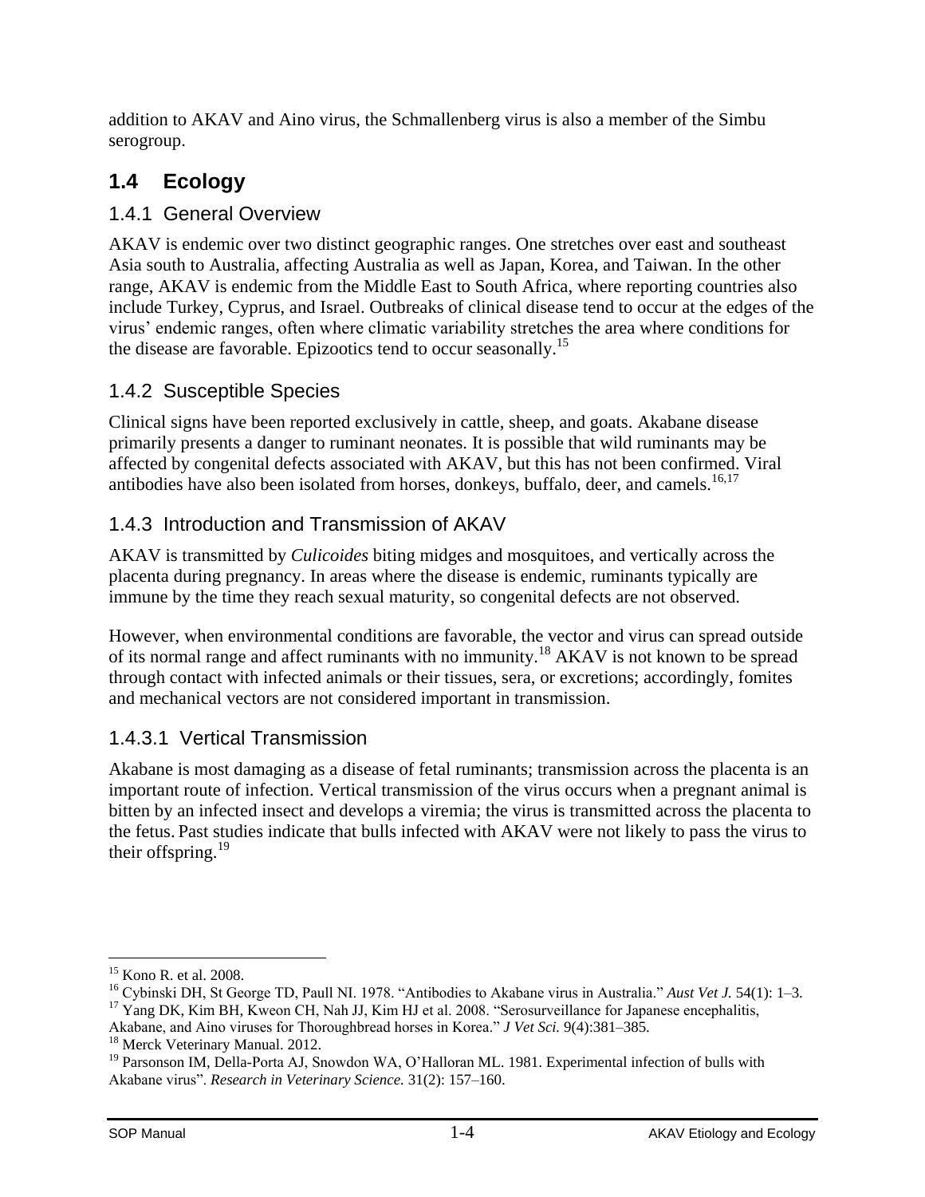addition to AKAV and Aino virus, the Schmallenberg virus is also a member of the Simbu serogroup.

## 1.4 Ecology

### 1.4.1 General Overview

AKAV is endemic over two distinct geographic ranges. One stretches over east and southeast Asia south to Australia, affecting Australia as well as Japan, Korea, and Taiwan. In the other range, AKAV is endemic from the Middle East to South Africa, where reporting countries also include Turkey, Cyprus, and Israel. Outbreaks of clinical disease tend to occur at the edges of the virus' endemic ranges, often where climatic variability stretches the area where conditions for the disease are favorable. Epizootics tend to occur seasonally.[15]

### 1.4.2 Susceptible Species

Clinical signs have been reported exclusively in cattle, sheep, and goats. Akabane disease primarily presents a danger to ruminant neonates. It is possible that wild ruminants may be affected by congenital defects associated with AKAV, but this has not been confirmed. Viral antibodies have also been isolated from horses, donkeys, buffalo, deer, and camels.[16,17]

### 1.4.3 Introduction and Transmission of AKAV

AKAV is transmitted by *Culicoides* biting midges and mosquitoes, and vertically across the placenta during pregnancy. In areas where the disease is endemic, ruminants typically are immune by the time they reach sexual maturity, so congenital defects are not observed.

However, when environmental conditions are favorable, the vector and virus can spread outside of its normal range and affect ruminants with no immunity.[18] AKAV is not known to be spread through contact with infected animals or their tissues, sera, or excretions; accordingly, fomites and mechanical vectors are not considered important in transmission.

#### 1.4.3.1 Vertical Transmission

Akabane is most damaging as a disease of fetal ruminants; transmission across the placenta is an important route of infection. Vertical transmission of the virus occurs when a pregnant animal is bitten by an infected insect and develops a viremia; the virus is transmitted across the placenta to the fetus. Past studies indicate that bulls infected with AKAV were not likely to pass the virus to their offspring.[19]

---

[15] Kono R. et al. 2008.

[16] Cybinski DH, St George TD, Paull NI. 1978. "Antibodies to Akabane virus in Australia." *Aust Vet J.* 54(1): 1–3.

[17] Yang DK, Kim BH, Kweon CH, Nah JJ, Kim HJ et al. 2008. "Serosurveillance for Japanese encephalitis, Akabane, and Aino viruses for Thoroughbread horses in Korea." *J Vet Sci.* 9(4):381–385.

[18] Merck Veterinary Manual. 2012.

[19] Parsonson IM, Della-Porta AJ, Snowdon WA, O'Halloran ML. 1981. Experimental infection of bulls with Akabane virus". *Research in Veterinary Science.* 31(2): 157–160.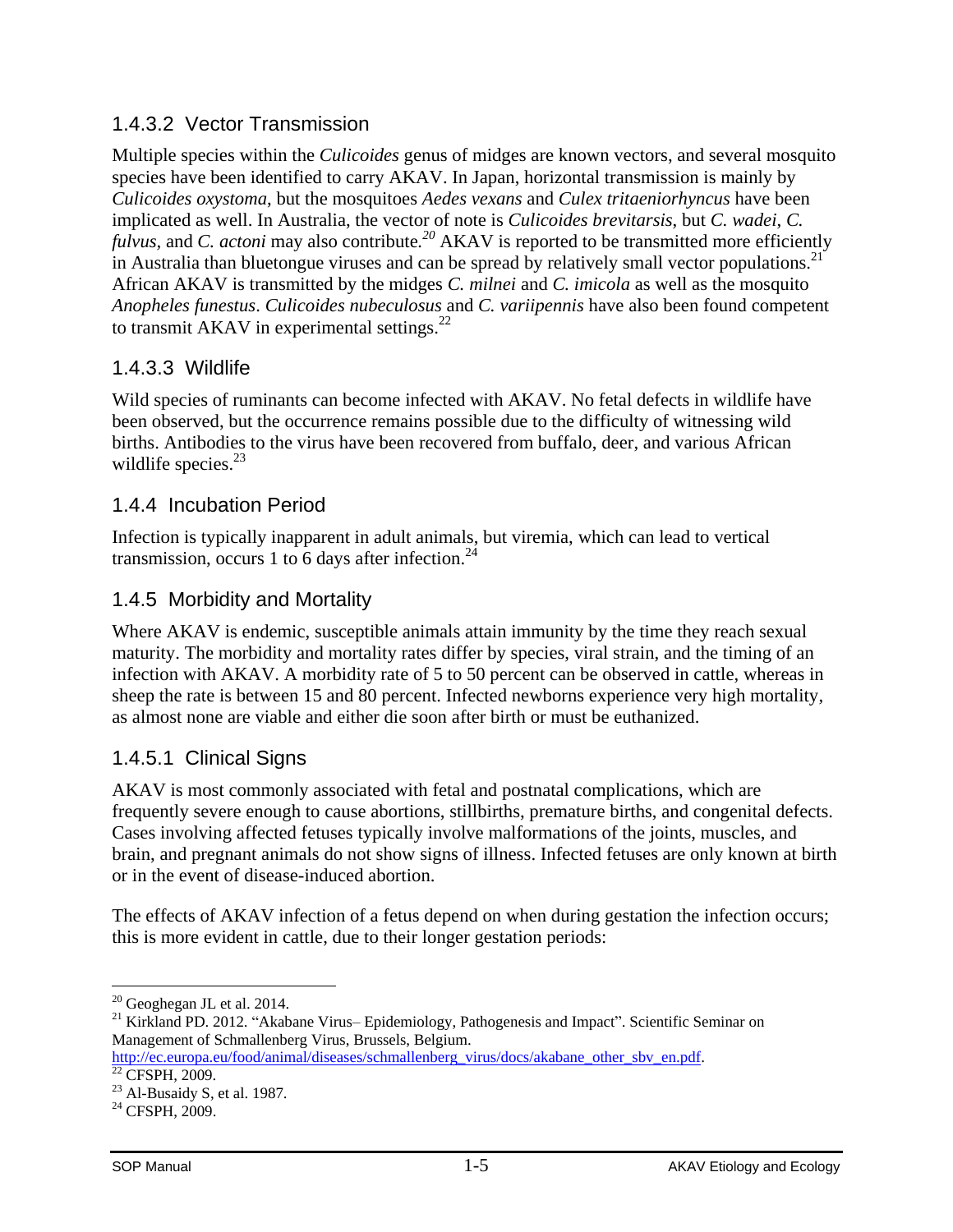### 1.4.3.2 Vector Transmission

Multiple species within the *Culicoides* genus of midges are known vectors, and several mosquito species have been identified to carry AKAV. In Japan, horizontal transmission is mainly by *Culicoides oxystoma*, but the mosquitoes *Aedes vexans* and *Culex tritaeniorhyncus* have been implicated as well. In Australia, the vector of note is *Culicoides brevitarsis*, but *C. wadei*, *C. fulvus*, and *C. actoni* may also contribute.[20] AKAV is reported to be transmitted more efficiently in Australia than bluetongue viruses and can be spread by relatively small vector populations.[21] African AKAV is transmitted by the midges *C. milnei* and *C. imicola* as well as the mosquito *Anopheles funestus*. *Culicoides nubeculosus* and *C. variipennis* have also been found competent to transmit AKAV in experimental settings.[22]

### 1.4.3.3 Wildlife

Wild species of ruminants can become infected with AKAV. No fetal defects in wildlife have been observed, but the occurrence remains possible due to the difficulty of witnessing wild births. Antibodies to the virus have been recovered from buffalo, deer, and various African wildlife species.[23]

## 1.4.4 Incubation Period

Infection is typically inapparent in adult animals, but viremia, which can lead to vertical transmission, occurs 1 to 6 days after infection.[24]

## 1.4.5 Morbidity and Mortality

Where AKAV is endemic, susceptible animals attain immunity by the time they reach sexual maturity. The morbidity and mortality rates differ by species, viral strain, and the timing of an infection with AKAV. A morbidity rate of 5 to 50 percent can be observed in cattle, whereas in sheep the rate is between 15 and 80 percent. Infected newborns experience very high mortality, as almost none are viable and either die soon after birth or must be euthanized.

### 1.4.5.1 Clinical Signs

AKAV is most commonly associated with fetal and postnatal complications, which are frequently severe enough to cause abortions, stillbirths, premature births, and congenital defects. Cases involving affected fetuses typically involve malformations of the joints, muscles, and brain, and pregnant animals do not show signs of illness. Infected fetuses are only known at birth or in the event of disease-induced abortion.

The effects of AKAV infection of a fetus depend on when during gestation the infection occurs; this is more evident in cattle, due to their longer gestation periods:

---

[20] Geoghegan JL et al. 2014.

[21] Kirkland PD. 2012. "Akabane Virus– Epidemiology, Pathogenesis and Impact". Scientific Seminar on Management of Schmallenberg Virus, Brussels, Belgium. http://ec.europa.eu/food/animal/diseases/schmallenberg_virus/docs/akabane_other_sbv_en.pdf.

[22] CFSPH, 2009.

[23] Al-Busaidy S, et al. 1987.

[24] CFSPH, 2009.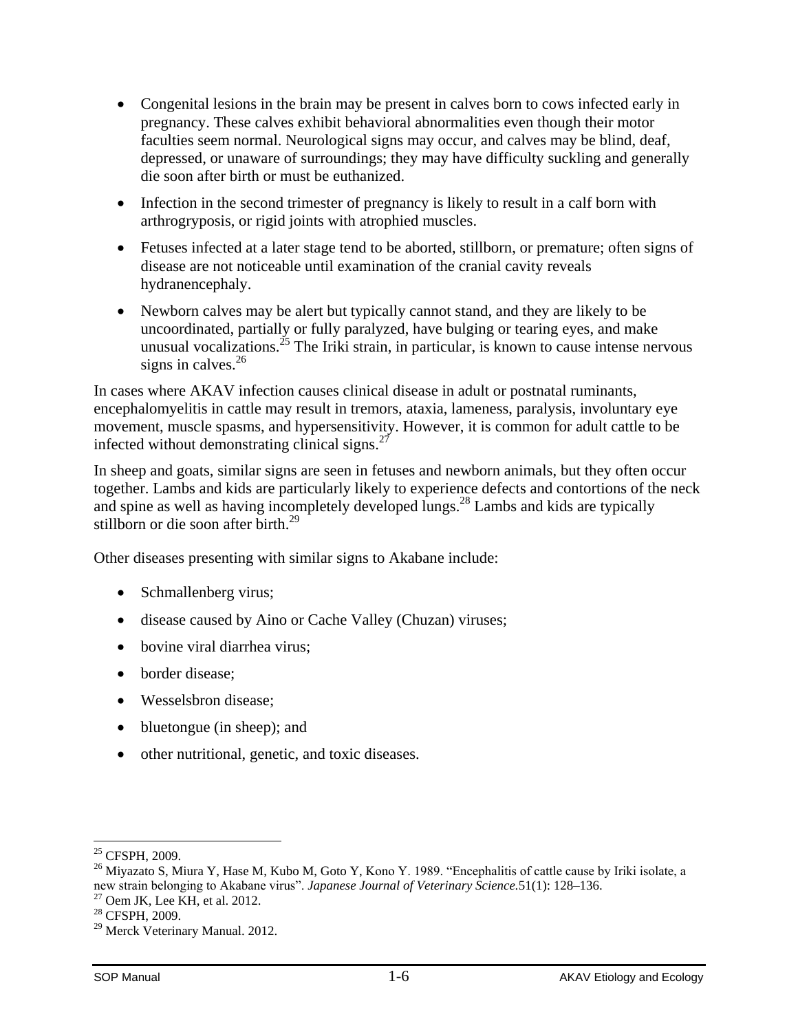- Congenital lesions in the brain may be present in calves born to cows infected early in pregnancy. These calves exhibit behavioral abnormalities even though their motor faculties seem normal. Neurological signs may occur, and calves may be blind, deaf, depressed, or unaware of surroundings; they may have difficulty suckling and generally die soon after birth or must be euthanized.
- Infection in the second trimester of pregnancy is likely to result in a calf born with arthrogryposis, or rigid joints with atrophied muscles.
- Fetuses infected at a later stage tend to be aborted, stillborn, or premature; often signs of disease are not noticeable until examination of the cranial cavity reveals hydranencephaly.
- Newborn calves may be alert but typically cannot stand, and they are likely to be uncoordinated, partially or fully paralyzed, have bulging or tearing eyes, and make unusual vocalizations.[25] The Iriki strain, in particular, is known to cause intense nervous signs in calves.[26]

In cases where AKAV infection causes clinical disease in adult or postnatal ruminants, encephalomyelitis in cattle may result in tremors, ataxia, lameness, paralysis, involuntary eye movement, muscle spasms, and hypersensitivity. However, it is common for adult cattle to be infected without demonstrating clinical signs.[27]

In sheep and goats, similar signs are seen in fetuses and newborn animals, but they often occur together. Lambs and kids are particularly likely to experience defects and contortions of the neck and spine as well as having incompletely developed lungs.[28] Lambs and kids are typically stillborn or die soon after birth.[29]

Other diseases presenting with similar signs to Akabane include:

- Schmallenberg virus;
- disease caused by Aino or Cache Valley (Chuzan) viruses;
- bovine viral diarrhea virus;
- border disease;
- Wesselsbron disease;
- bluetongue (in sheep); and
- other nutritional, genetic, and toxic diseases.

---

[25] CFSPH, 2009.

[26] Miyazato S, Miura Y, Hase M, Kubo M, Goto Y, Kono Y. 1989. "Encephalitis of cattle cause by Iriki isolate, a new strain belonging to Akabane virus". *Japanese Journal of Veterinary Science*.51(1): 128–136.

[27] Oem JK, Lee KH, et al. 2012.

[28] CFSPH, 2009.

[29] Merck Veterinary Manual. 2012.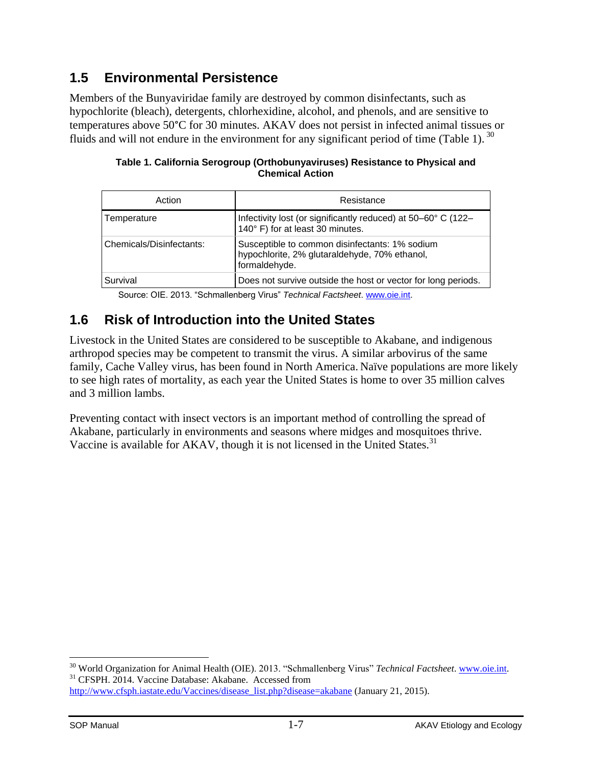## 1.5 Environmental Persistence

Members of the Bunyaviridae family are destroyed by common disinfectants, such as hypochlorite (bleach), detergents, chlorhexidine, alcohol, and phenols, and are sensitive to temperatures above 50°C for 30 minutes. AKAV does not persist in infected animal tissues or fluids and will not endure in the environment for any significant period of time (Table 1).[30]

**Table 1. California Serogroup (Orthobunyaviruses) Resistance to Physical and Chemical Action**

| Action | Resistance |
| --- | --- |
| Temperature | Infectivity lost (or significantly reduced) at 50–60° C (122–140° F) for at least 30 minutes. |
| Chemicals/Disinfectants: | Susceptible to common disinfectants: 1% sodium hypochlorite, 2% glutaraldehyde, 70% ethanol, formaldehyde. |
| Survival | Does not survive outside the host or vector for long periods. |

Source: OIE. 2013. "Schmallenberg Virus" *Technical Factsheet*. www.oie.int.

## 1.6 Risk of Introduction into the United States

Livestock in the United States are considered to be susceptible to Akabane, and indigenous arthropod species may be competent to transmit the virus. A similar arbovirus of the same family, Cache Valley virus, has been found in North America. Naïve populations are more likely to see high rates of mortality, as each year the United States is home to over 35 million calves and 3 million lambs.

Preventing contact with insect vectors is an important method of controlling the spread of Akabane, particularly in environments and seasons where midges and mosquitoes thrive. Vaccine is available for AKAV, though it is not licensed in the United States.[31]

---

[30] World Organization for Animal Health (OIE). 2013. "Schmallenberg Virus" *Technical Factsheet*. www.oie.int.

[31] CFSPH. 2014. Vaccine Database: Akabane. Accessed from http://www.cfsph.iastate.edu/Vaccines/disease_list.php?disease=akabane (January 21, 2015).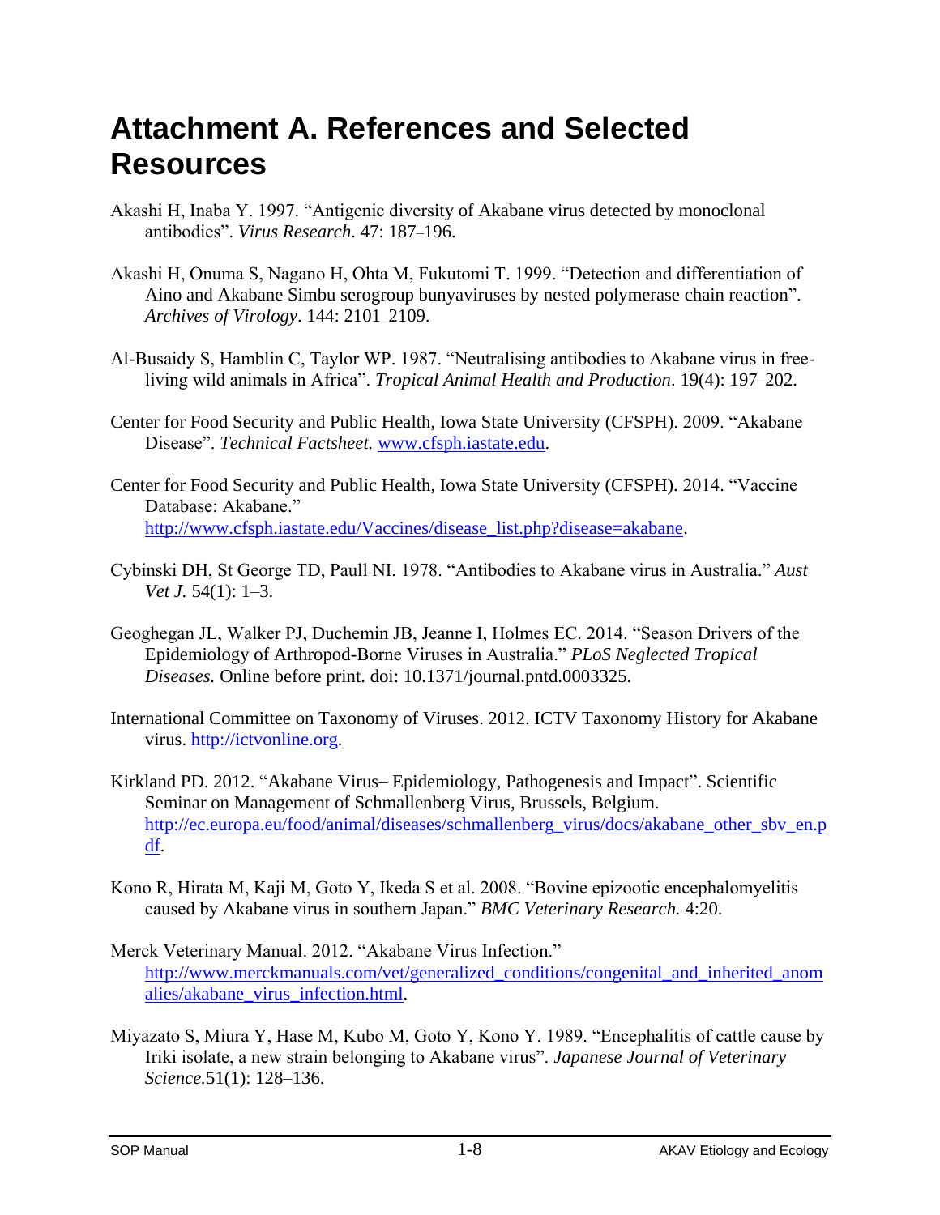# Attachment A. References and Selected Resources

Akashi H, Inaba Y. 1997. "Antigenic diversity of Akabane virus detected by monoclonal antibodies". *Virus Research*. 47: 187–196.

Akashi H, Onuma S, Nagano H, Ohta M, Fukutomi T. 1999. "Detection and differentiation of Aino and Akabane Simbu serogroup bunyaviruses by nested polymerase chain reaction". *Archives of Virology*. 144: 2101–2109.

Al-Busaidy S, Hamblin C, Taylor WP. 1987. "Neutralising antibodies to Akabane virus in free-living wild animals in Africa". *Tropical Animal Health and Production*. 19(4): 197–202.

Center for Food Security and Public Health, Iowa State University (CFSPH). 2009. "Akabane Disease". *Technical Factsheet.* [www.cfsph.iastate.edu](www.cfsph.iastate.edu).

Center for Food Security and Public Health, Iowa State University (CFSPH). 2014. "Vaccine Database: Akabane." [http://www.cfsph.iastate.edu/Vaccines/disease_list.php?disease=akabane](http://www.cfsph.iastate.edu/Vaccines/disease_list.php?disease=akabane).

Cybinski DH, St George TD, Paull NI. 1978. "Antibodies to Akabane virus in Australia." *Aust Vet J.* 54(1): 1–3.

Geoghegan JL, Walker PJ, Duchemin JB, Jeanne I, Holmes EC. 2014. "Season Drivers of the Epidemiology of Arthropod-Borne Viruses in Australia." *PLoS Neglected Tropical Diseases.* Online before print. doi: 10.1371/journal.pntd.0003325.

International Committee on Taxonomy of Viruses. 2012. ICTV Taxonomy History for Akabane virus. [http://ictvonline.org](http://ictvonline.org).

Kirkland PD. 2012. "Akabane Virus– Epidemiology, Pathogenesis and Impact". Scientific Seminar on Management of Schmallenberg Virus, Brussels, Belgium. [http://ec.europa.eu/food/animal/diseases/schmallenberg_virus/docs/akabane_other_sbv_en.pdf](http://ec.europa.eu/food/animal/diseases/schmallenberg_virus/docs/akabane_other_sbv_en.pdf).

Kono R, Hirata M, Kaji M, Goto Y, Ikeda S et al. 2008. "Bovine epizootic encephalomyelitis caused by Akabane virus in southern Japan." *BMC Veterinary Research.* 4:20.

Merck Veterinary Manual. 2012. "Akabane Virus Infection." [http://www.merckmanuals.com/vet/generalized_conditions/congenital_and_inherited_anomalies/akabane_virus_infection.html](http://www.merckmanuals.com/vet/generalized_conditions/congenital_and_inherited_anomalies/akabane_virus_infection.html).

Miyazato S, Miura Y, Hase M, Kubo M, Goto Y, Kono Y. 1989. "Encephalitis of cattle cause by Iriki isolate, a new strain belonging to Akabane virus". *Japanese Journal of Veterinary Science.*51(1): 128–136.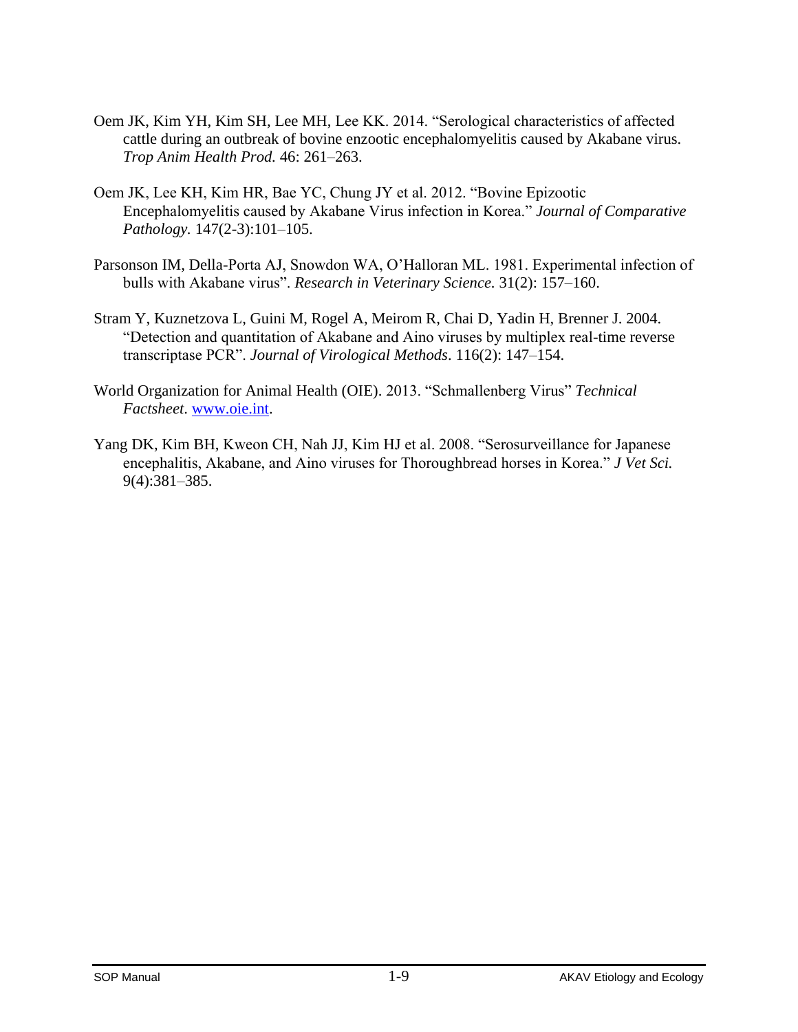Oem JK, Kim YH, Kim SH, Lee MH, Lee KK. 2014. "Serological characteristics of affected cattle during an outbreak of bovine enzootic encephalomyelitis caused by Akabane virus. *Trop Anim Health Prod.* 46: 261–263.

Oem JK, Lee KH, Kim HR, Bae YC, Chung JY et al. 2012. "Bovine Epizootic Encephalomyelitis caused by Akabane Virus infection in Korea." *Journal of Comparative Pathology.* 147(2-3):101–105.

Parsonson IM, Della-Porta AJ, Snowdon WA, O'Halloran ML. 1981. Experimental infection of bulls with Akabane virus". *Research in Veterinary Science.* 31(2): 157–160.

Stram Y, Kuznetzova L, Guini M, Rogel A, Meirom R, Chai D, Yadin H, Brenner J. 2004. "Detection and quantitation of Akabane and Aino viruses by multiplex real-time reverse transcriptase PCR". *Journal of Virological Methods*. 116(2): 147–154.

World Organization for Animal Health (OIE). 2013. "Schmallenberg Virus" *Technical Factsheet*. www.oie.int.

Yang DK, Kim BH, Kweon CH, Nah JJ, Kim HJ et al. 2008. "Serosurveillance for Japanese encephalitis, Akabane, and Aino viruses for Thoroughbread horses in Korea." *J Vet Sci.* 9(4):381–385.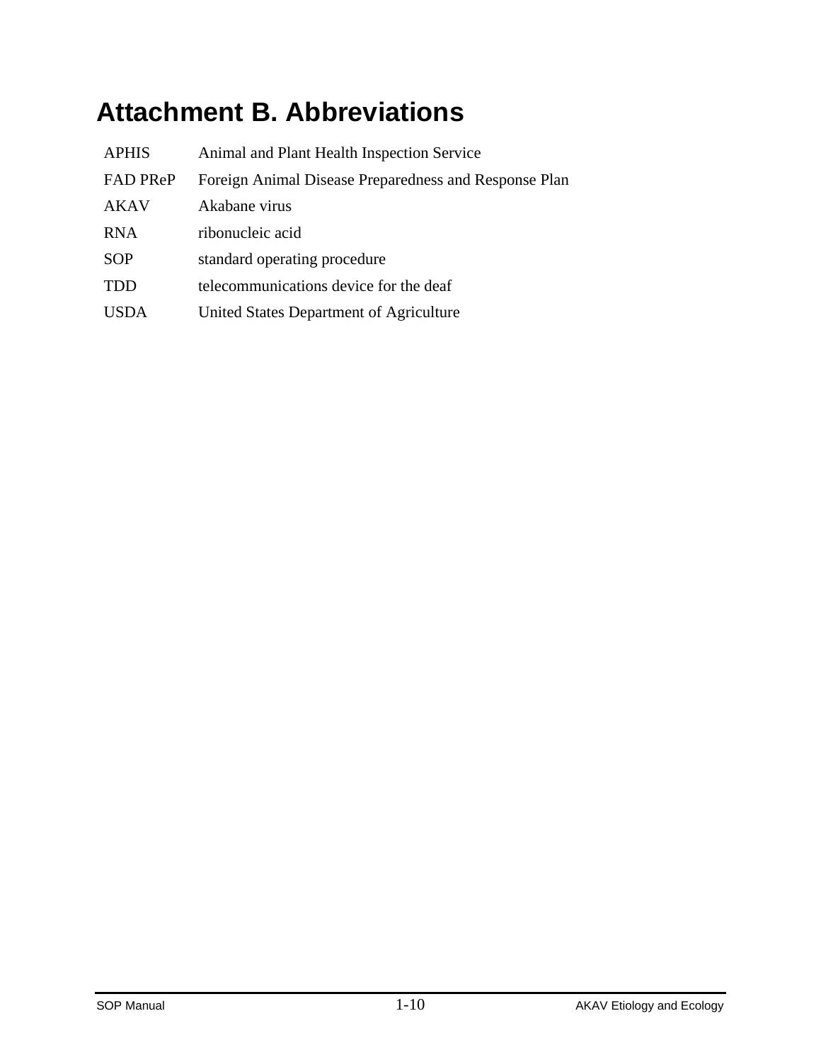# Attachment B. Abbreviations

| | |
|---|---|
| APHIS | Animal and Plant Health Inspection Service |
| FAD PReP | Foreign Animal Disease Preparedness and Response Plan |
| AKAV | Akabane virus |
| RNA | ribonucleic acid |
| SOP | standard operating procedure |
| TDD | telecommunications device for the deaf |
| USDA | United States Department of Agriculture |